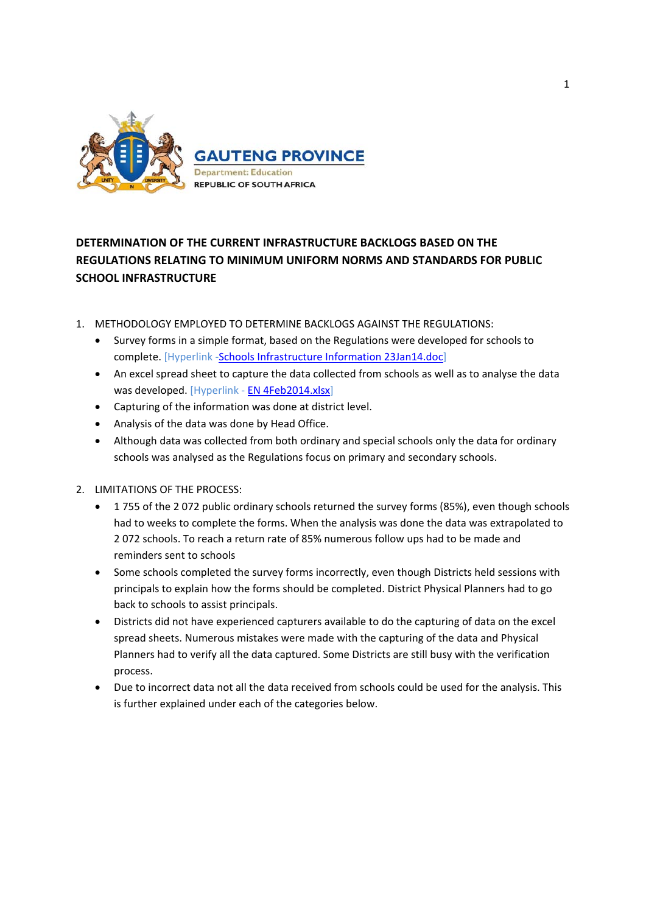GAUTENG PROVINCE

Department: Education

REPUBLIC OF SOUTH AFRICA

# DETERMINATION OF THE CURRENT INFRASTRUCTURE BACKLOGS BASED ON THE REGULATIONS RELATING TO MINIMUM UNIFORM NORMS AND STANDARDS FOR PUBLIC SCHOOL INFRASTRUCTURE

1. METHODOLOGY EMPLOYED TO DETERMINE BACKLOGS AGAINST THE REGULATIONS:
   - Survey forms in a simple format, based on the Regulations were developed for schools to complete. [Hyperlink -Schools Infrastructure Information 23Jan14.doc]
   - An excel spread sheet to capture the data collected from schools as well as to analyse the data was developed. [Hyperlink - EN 4Feb2014.xlsx]
   - Capturing of the information was done at district level.
   - Analysis of the data was done by Head Office.
   - Although data was collected from both ordinary and special schools only the data for ordinary schools was analysed as the Regulations focus on primary and secondary schools.

2. LIMITATIONS OF THE PROCESS:
   - 1 755 of the 2 072 public ordinary schools returned the survey forms (85%), even though schools had to weeks to complete the forms. When the analysis was done the data was extrapolated to 2 072 schools. To reach a return rate of 85% numerous follow ups had to be made and reminders sent to schools
   - Some schools completed the survey forms incorrectly, even though Districts held sessions with principals to explain how the forms should be completed. District Physical Planners had to go back to schools to assist principals.
   - Districts did not have experienced capturers available to do the capturing of data on the excel spread sheets. Numerous mistakes were made with the capturing of the data and Physical Planners had to verify all the data captured. Some Districts are still busy with the verification process.
   - Due to incorrect data not all the data received from schools could be used for the analysis. This is further explained under each of the categories below.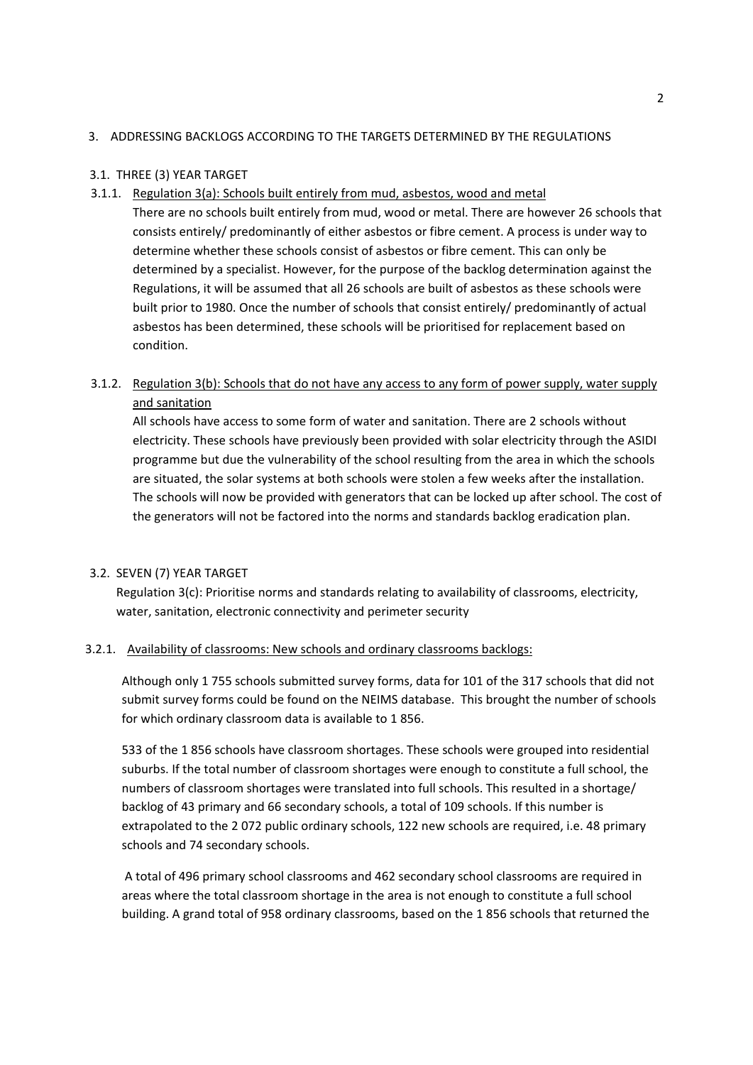## 3. ADDRESSING BACKLOGS ACCORDING TO THE TARGETS DETERMINED BY THE REGULATIONS

### 3.1. THREE (3) YEAR TARGET

#### 3.1.1. Regulation 3(a): Schools built entirely from mud, asbestos, wood and metal

There are no schools built entirely from mud, wood or metal. There are however 26 schools that consists entirely/ predominantly of either asbestos or fibre cement. A process is under way to determine whether these schools consist of asbestos or fibre cement. This can only be determined by a specialist. However, for the purpose of the backlog determination against the Regulations, it will be assumed that all 26 schools are built of asbestos as these schools were built prior to 1980. Once the number of schools that consist entirely/ predominantly of actual asbestos has been determined, these schools will be prioritised for replacement based on condition.

#### 3.1.2. Regulation 3(b): Schools that do not have any access to any form of power supply, water supply and sanitation

All schools have access to some form of water and sanitation. There are 2 schools without electricity. These schools have previously been provided with solar electricity through the ASIDI programme but due the vulnerability of the school resulting from the area in which the schools are situated, the solar systems at both schools were stolen a few weeks after the installation. The schools will now be provided with generators that can be locked up after school. The cost of the generators will not be factored into the norms and standards backlog eradication plan.

### 3.2. SEVEN (7) YEAR TARGET

Regulation 3(c): Prioritise norms and standards relating to availability of classrooms, electricity, water, sanitation, electronic connectivity and perimeter security

#### 3.2.1. Availability of classrooms: New schools and ordinary classrooms backlogs:

Although only 1 755 schools submitted survey forms, data for 101 of the 317 schools that did not submit survey forms could be found on the NEIMS database. This brought the number of schools for which ordinary classroom data is available to 1 856.

533 of the 1 856 schools have classroom shortages. These schools were grouped into residential suburbs. If the total number of classroom shortages were enough to constitute a full school, the numbers of classroom shortages were translated into full schools. This resulted in a shortage/ backlog of 43 primary and 66 secondary schools, a total of 109 schools. If this number is extrapolated to the 2 072 public ordinary schools, 122 new schools are required, i.e. 48 primary schools and 74 secondary schools.

A total of 496 primary school classrooms and 462 secondary school classrooms are required in areas where the total classroom shortage in the area is not enough to constitute a full school building. A grand total of 958 ordinary classrooms, based on the 1 856 schools that returned the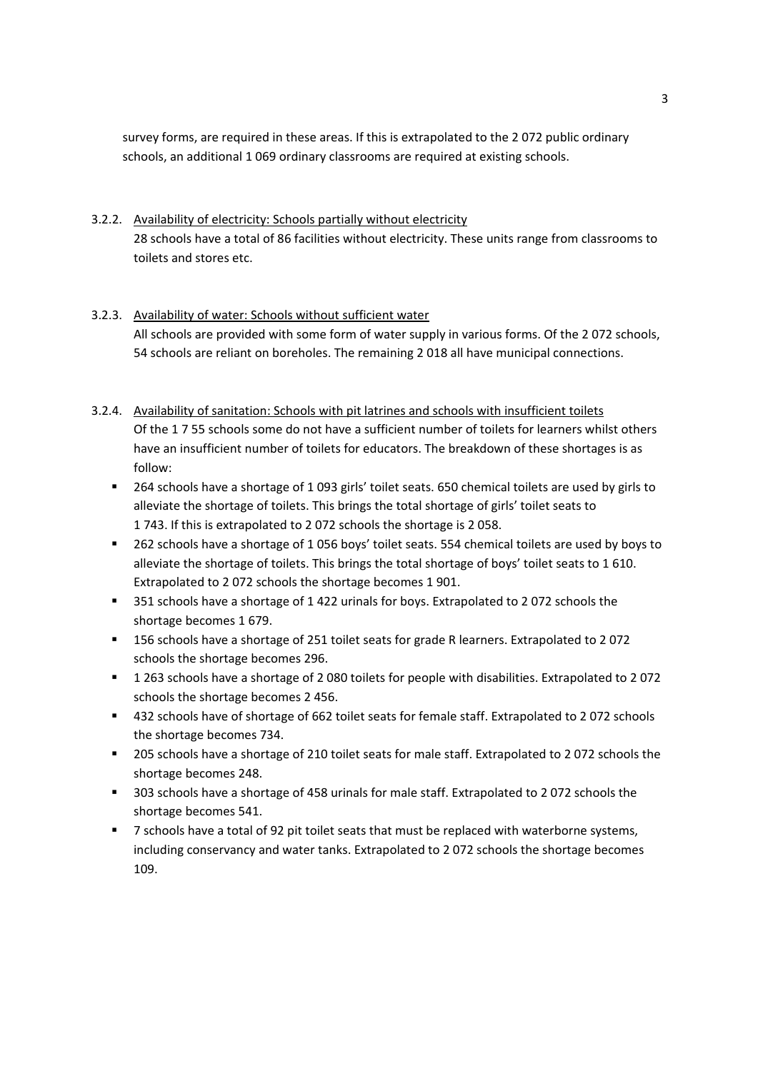survey forms, are required in these areas. If this is extrapolated to the 2 072 public ordinary schools, an additional 1 069 ordinary classrooms are required at existing schools.

3.2.2. <u>Availability of electricity: Schools partially without electricity</u>

28 schools have a total of 86 facilities without electricity. These units range from classrooms to toilets and stores etc.

3.2.3. <u>Availability of water: Schools without sufficient water</u>

All schools are provided with some form of water supply in various forms. Of the 2 072 schools, 54 schools are reliant on boreholes. The remaining 2 018 all have municipal connections.

3.2.4. <u>Availability of sanitation: Schools with pit latrines and schools with insufficient toilets</u>

Of the 1 7 55 schools some do not have a sufficient number of toilets for learners whilst others have an insufficient number of toilets for educators. The breakdown of these shortages is as follow:

- 264 schools have a shortage of 1 093 girls' toilet seats. 650 chemical toilets are used by girls to alleviate the shortage of toilets. This brings the total shortage of girls' toilet seats to 1 743. If this is extrapolated to 2 072 schools the shortage is 2 058.
- 262 schools have a shortage of 1 056 boys' toilet seats. 554 chemical toilets are used by boys to alleviate the shortage of toilets. This brings the total shortage of boys' toilet seats to 1 610. Extrapolated to 2 072 schools the shortage becomes 1 901.
- 351 schools have a shortage of 1 422 urinals for boys. Extrapolated to 2 072 schools the shortage becomes 1 679.
- 156 schools have a shortage of 251 toilet seats for grade R learners. Extrapolated to 2 072 schools the shortage becomes 296.
- 1 263 schools have a shortage of 2 080 toilets for people with disabilities. Extrapolated to 2 072 schools the shortage becomes 2 456.
- 432 schools have of shortage of 662 toilet seats for female staff. Extrapolated to 2 072 schools the shortage becomes 734.
- 205 schools have a shortage of 210 toilet seats for male staff. Extrapolated to 2 072 schools the shortage becomes 248.
- 303 schools have a shortage of 458 urinals for male staff. Extrapolated to 2 072 schools the shortage becomes 541.
- 7 schools have a total of 92 pit toilet seats that must be replaced with waterborne systems, including conservancy and water tanks. Extrapolated to 2 072 schools the shortage becomes 109.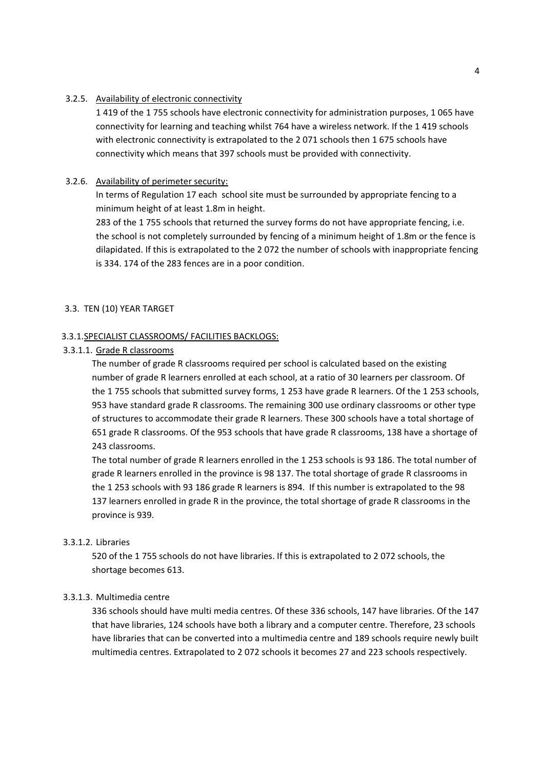#### 3.2.5. Availability of electronic connectivity

1 419 of the 1 755 schools have electronic connectivity for administration purposes, 1 065 have connectivity for learning and teaching whilst 764 have a wireless network. If the 1 419 schools with electronic connectivity is extrapolated to the 2 071 schools then 1 675 schools have connectivity which means that 397 schools must be provided with connectivity.

#### 3.2.6. Availability of perimeter security:

In terms of Regulation 17 each school site must be surrounded by appropriate fencing to a minimum height of at least 1.8m in height.

283 of the 1 755 schools that returned the survey forms do not have appropriate fencing, i.e. the school is not completely surrounded by fencing of a minimum height of 1.8m or the fence is dilapidated. If this is extrapolated to the 2 072 the number of schools with inappropriate fencing is 334. 174 of the 283 fences are in a poor condition.

### 3.3. TEN (10) YEAR TARGET

#### 3.3.1. SPECIALIST CLASSROOMS/ FACILITIES BACKLOGS:

##### 3.3.1.1. Grade R classrooms

The number of grade R classrooms required per school is calculated based on the existing number of grade R learners enrolled at each school, at a ratio of 30 learners per classroom. Of the 1 755 schools that submitted survey forms, 1 253 have grade R learners. Of the 1 253 schools, 953 have standard grade R classrooms. The remaining 300 use ordinary classrooms or other type of structures to accommodate their grade R learners. These 300 schools have a total shortage of 651 grade R classrooms. Of the 953 schools that have grade R classrooms, 138 have a shortage of 243 classrooms.

The total number of grade R learners enrolled in the 1 253 schools is 93 186. The total number of grade R learners enrolled in the province is 98 137. The total shortage of grade R classrooms in the 1 253 schools with 93 186 grade R learners is 894. If this number is extrapolated to the 98 137 learners enrolled in grade R in the province, the total shortage of grade R classrooms in the province is 939.

##### 3.3.1.2. Libraries

520 of the 1 755 schools do not have libraries. If this is extrapolated to 2 072 schools, the shortage becomes 613.

##### 3.3.1.3. Multimedia centre

336 schools should have multi media centres. Of these 336 schools, 147 have libraries. Of the 147 that have libraries, 124 schools have both a library and a computer centre. Therefore, 23 schools have libraries that can be converted into a multimedia centre and 189 schools require newly built multimedia centres. Extrapolated to 2 072 schools it becomes 27 and 223 schools respectively.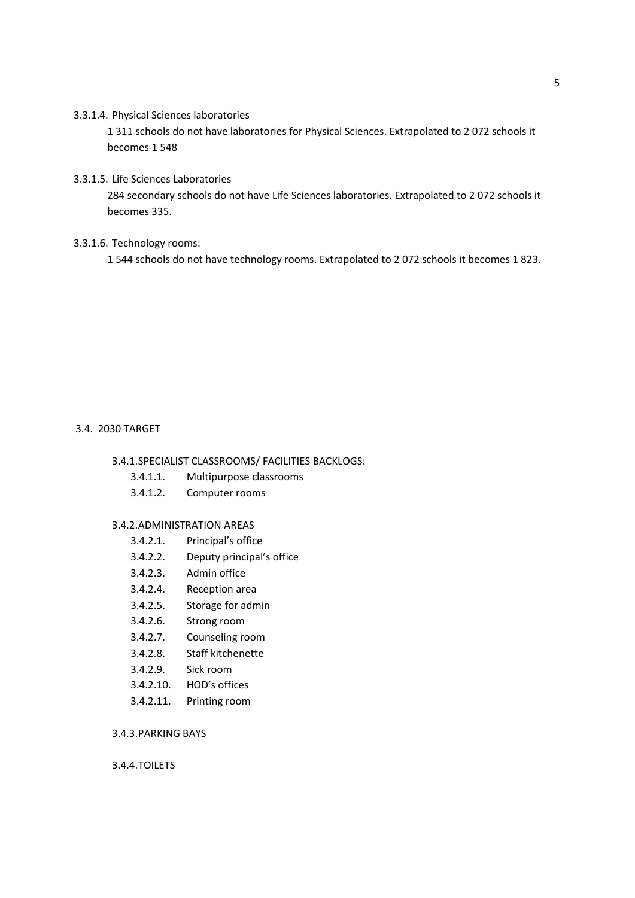3.3.1.4. Physical Sciences laboratories

1 311 schools do not have laboratories for Physical Sciences. Extrapolated to 2 072 schools it becomes 1 548

3.3.1.5. Life Sciences Laboratories

284 secondary schools do not have Life Sciences laboratories. Extrapolated to 2 072 schools it becomes 335.

3.3.1.6. Technology rooms:

1 544 schools do not have technology rooms. Extrapolated to 2 072 schools it becomes 1 823.

## 3.4. 2030 TARGET

### 3.4.1. SPECIALIST CLASSROOMS/ FACILITIES BACKLOGS:

- 3.4.1.1. Multipurpose classrooms
- 3.4.1.2. Computer rooms

### 3.4.2. ADMINISTRATION AREAS

- 3.4.2.1. Principal's office
- 3.4.2.2. Deputy principal's office
- 3.4.2.3. Admin office
- 3.4.2.4. Reception area
- 3.4.2.5. Storage for admin
- 3.4.2.6. Strong room
- 3.4.2.7. Counseling room
- 3.4.2.8. Staff kitchenette
- 3.4.2.9. Sick room
- 3.4.2.10. HOD's offices
- 3.4.2.11. Printing room

### 3.4.3. PARKING BAYS

### 3.4.4. TOILETS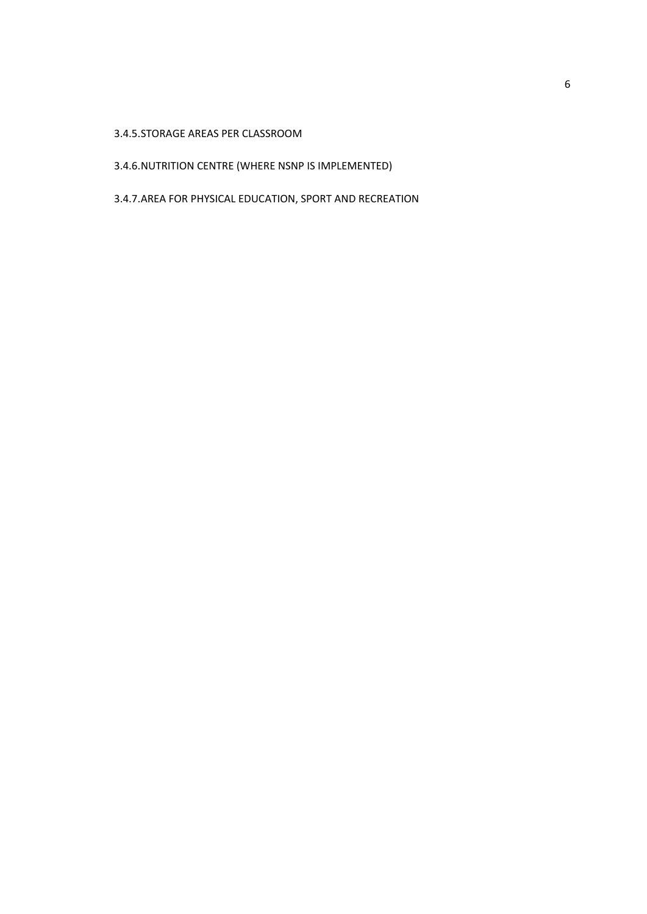3.4.5.STORAGE AREAS PER CLASSROOM

3.4.6.NUTRITION CENTRE (WHERE NSNP IS IMPLEMENTED)

3.4.7.AREA FOR PHYSICAL EDUCATION, SPORT AND RECREATION